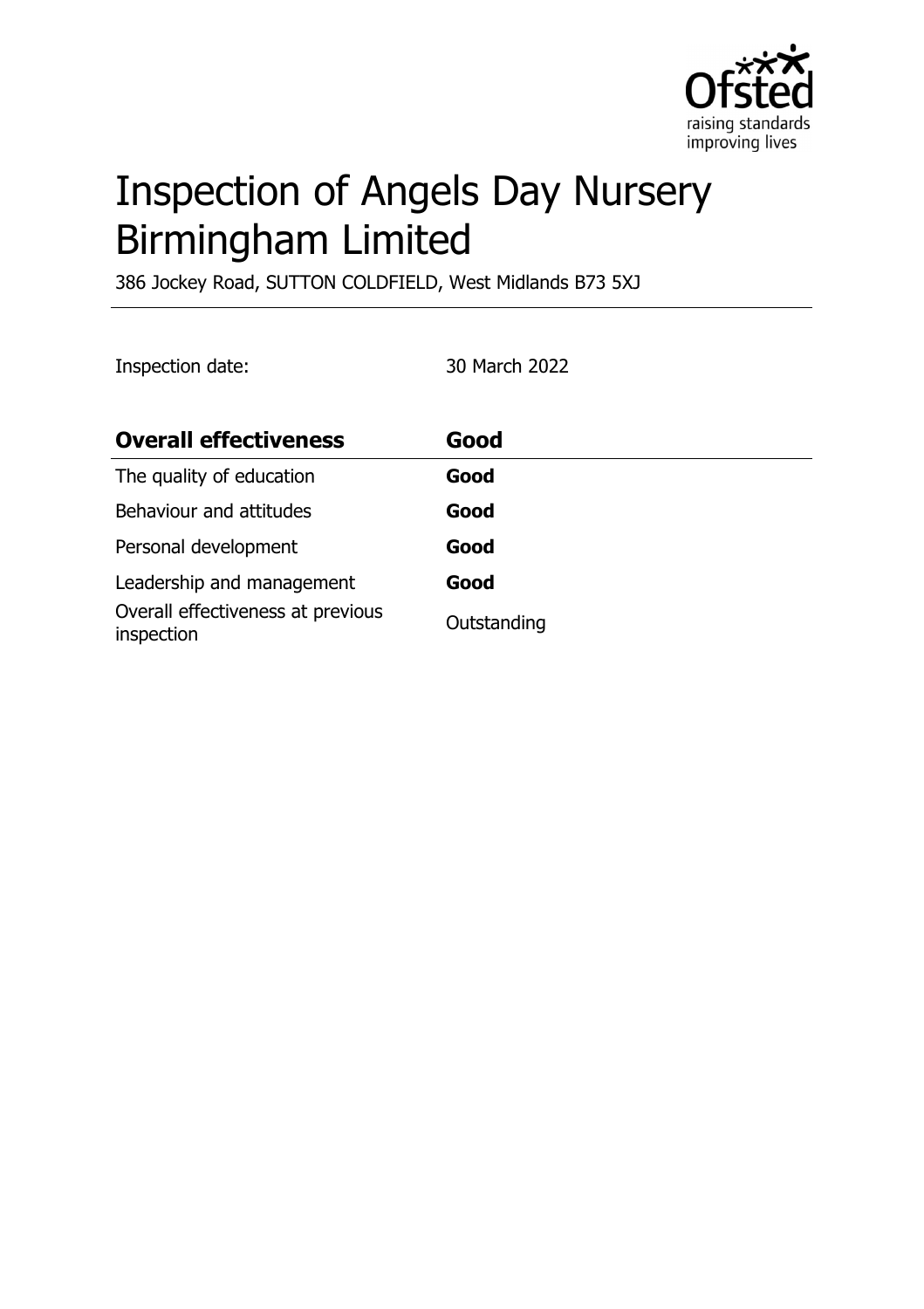# Inspection of Angels Day Nursery Birmingham Limited

386 Jockey Road, SUTTON COLDFIELD, West Midlands B73 5XJ

Inspection date: 30 March 2022

| **Overall effectiveness** | **Good** |
|---|---|
| The quality of education | **Good** |
| Behaviour and attitudes | **Good** |
| Personal development | **Good** |
| Leadership and management | **Good** |
| Overall effectiveness at previous inspection | Outstanding |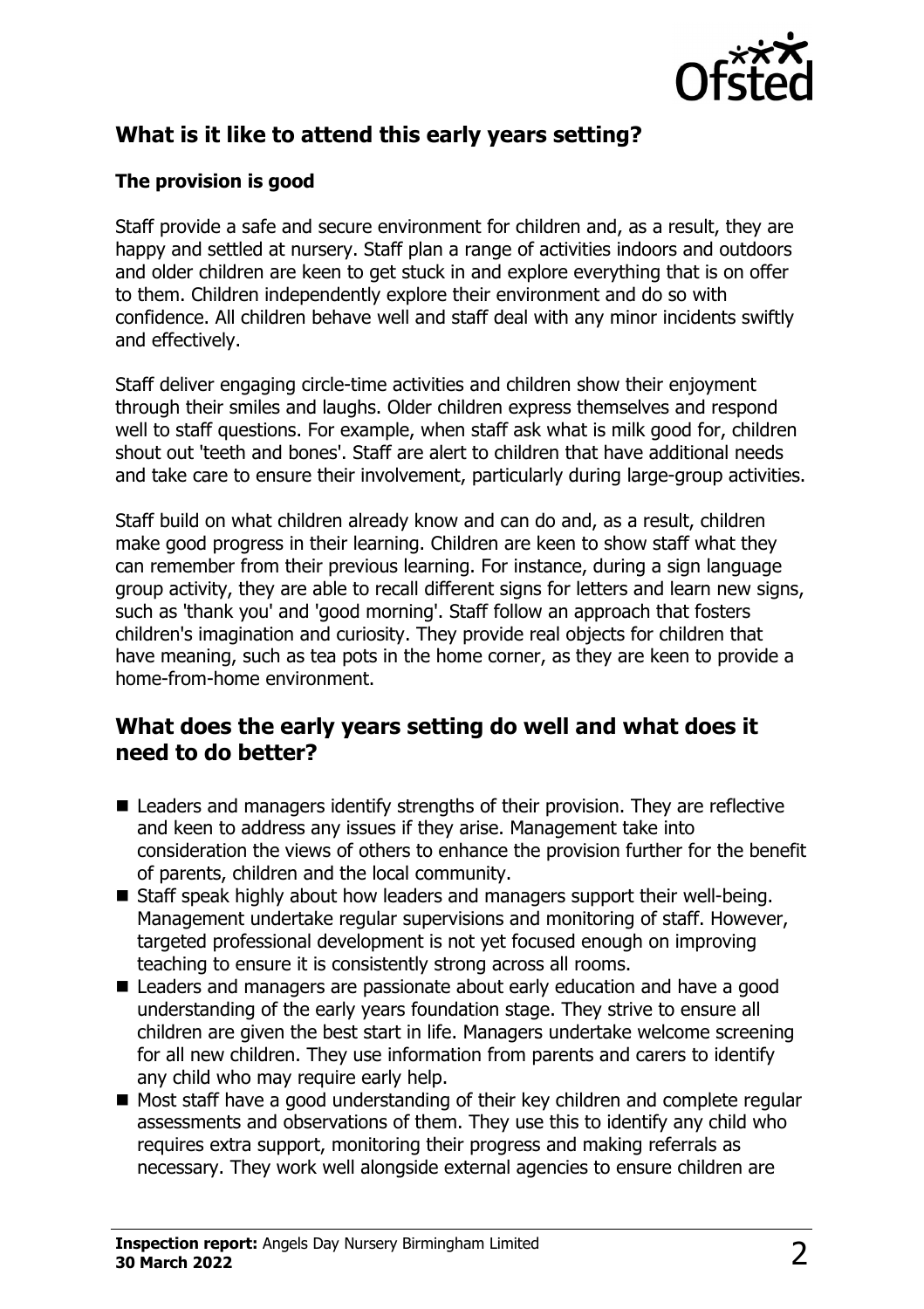## What is it like to attend this early years setting?

### The provision is good

Staff provide a safe and secure environment for children and, as a result, they are happy and settled at nursery. Staff plan a range of activities indoors and outdoors and older children are keen to get stuck in and explore everything that is on offer to them. Children independently explore their environment and do so with confidence. All children behave well and staff deal with any minor incidents swiftly and effectively.

Staff deliver engaging circle-time activities and children show their enjoyment through their smiles and laughs. Older children express themselves and respond well to staff questions. For example, when staff ask what is milk good for, children shout out 'teeth and bones'. Staff are alert to children that have additional needs and take care to ensure their involvement, particularly during large-group activities.

Staff build on what children already know and can do and, as a result, children make good progress in their learning. Children are keen to show staff what they can remember from their previous learning. For instance, during a sign language group activity, they are able to recall different signs for letters and learn new signs, such as 'thank you' and 'good morning'. Staff follow an approach that fosters children's imagination and curiosity. They provide real objects for children that have meaning, such as tea pots in the home corner, as they are keen to provide a home-from-home environment.

## What does the early years setting do well and what does it need to do better?

- Leaders and managers identify strengths of their provision. They are reflective and keen to address any issues if they arise. Management take into consideration the views of others to enhance the provision further for the benefit of parents, children and the local community.
- Staff speak highly about how leaders and managers support their well-being. Management undertake regular supervisions and monitoring of staff. However, targeted professional development is not yet focused enough on improving teaching to ensure it is consistently strong across all rooms.
- Leaders and managers are passionate about early education and have a good understanding of the early years foundation stage. They strive to ensure all children are given the best start in life. Managers undertake welcome screening for all new children. They use information from parents and carers to identify any child who may require early help.
- Most staff have a good understanding of their key children and complete regular assessments and observations of them. They use this to identify any child who requires extra support, monitoring their progress and making referrals as necessary. They work well alongside external agencies to ensure children are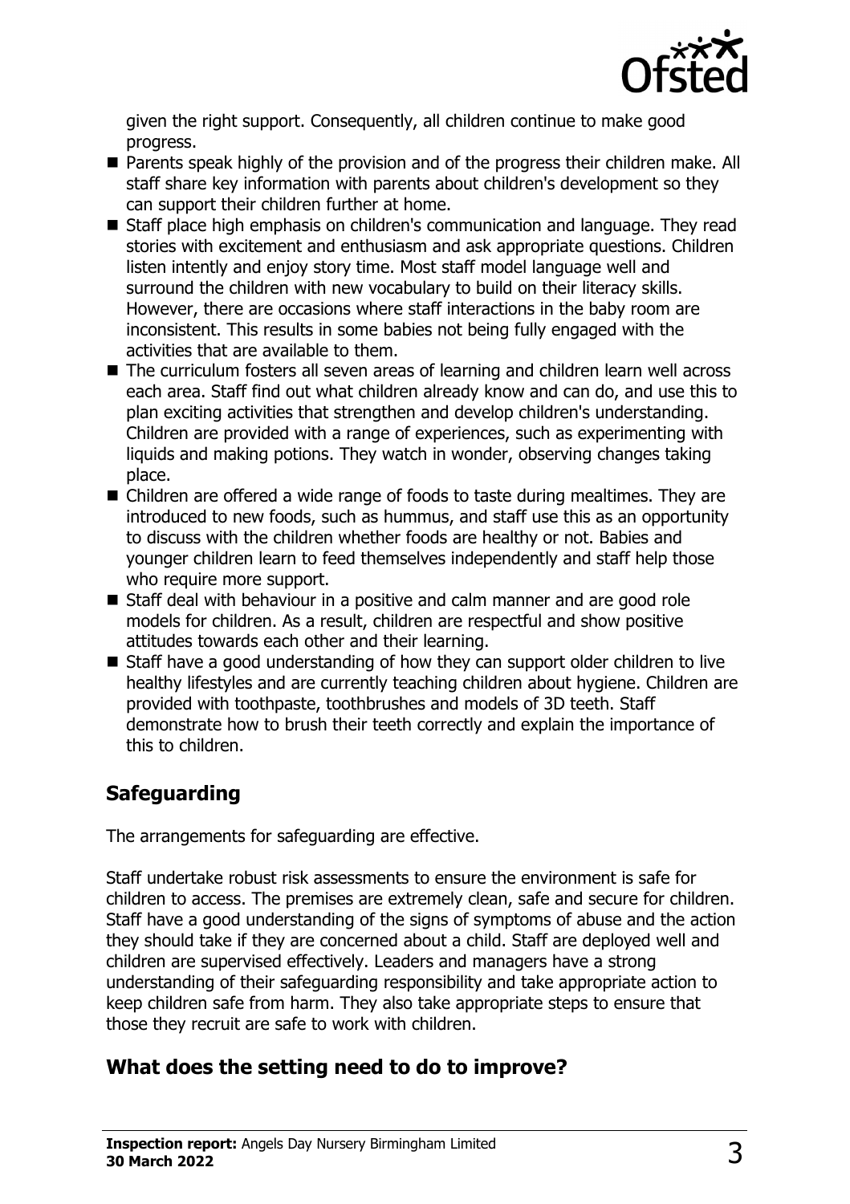given the right support. Consequently, all children continue to make good progress.

- Parents speak highly of the provision and of the progress their children make. All staff share key information with parents about children's development so they can support their children further at home.
- Staff place high emphasis on children's communication and language. They read stories with excitement and enthusiasm and ask appropriate questions. Children listen intently and enjoy story time. Most staff model language well and surround the children with new vocabulary to build on their literacy skills. However, there are occasions where staff interactions in the baby room are inconsistent. This results in some babies not being fully engaged with the activities that are available to them.
- The curriculum fosters all seven areas of learning and children learn well across each area. Staff find out what children already know and can do, and use this to plan exciting activities that strengthen and develop children's understanding. Children are provided with a range of experiences, such as experimenting with liquids and making potions. They watch in wonder, observing changes taking place.
- Children are offered a wide range of foods to taste during mealtimes. They are introduced to new foods, such as hummus, and staff use this as an opportunity to discuss with the children whether foods are healthy or not. Babies and younger children learn to feed themselves independently and staff help those who require more support.
- Staff deal with behaviour in a positive and calm manner and are good role models for children. As a result, children are respectful and show positive attitudes towards each other and their learning.
- Staff have a good understanding of how they can support older children to live healthy lifestyles and are currently teaching children about hygiene. Children are provided with toothpaste, toothbrushes and models of 3D teeth. Staff demonstrate how to brush their teeth correctly and explain the importance of this to children.

## Safeguarding

The arrangements for safeguarding are effective.

Staff undertake robust risk assessments to ensure the environment is safe for children to access. The premises are extremely clean, safe and secure for children. Staff have a good understanding of the signs of symptoms of abuse and the action they should take if they are concerned about a child. Staff are deployed well and children are supervised effectively. Leaders and managers have a strong understanding of their safeguarding responsibility and take appropriate action to keep children safe from harm. They also take appropriate steps to ensure that those they recruit are safe to work with children.

## What does the setting need to do to improve?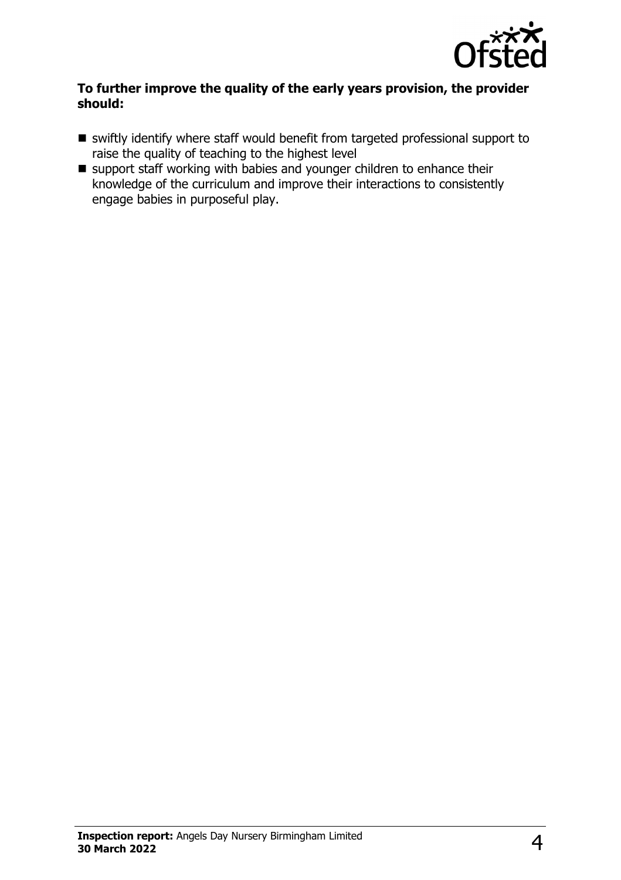**To further improve the quality of the early years provision, the provider should:**

- swiftly identify where staff would benefit from targeted professional support to raise the quality of teaching to the highest level
- support staff working with babies and younger children to enhance their knowledge of the curriculum and improve their interactions to consistently engage babies in purposeful play.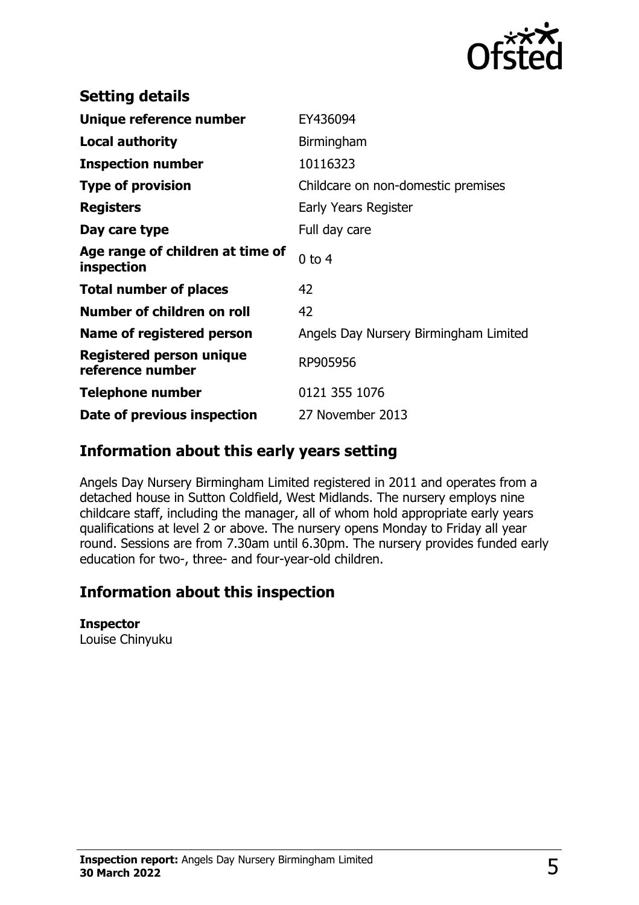## Setting details

| | |
|---|---|
| **Unique reference number** | EY436094 |
| **Local authority** | Birmingham |
| **Inspection number** | 10116323 |
| **Type of provision** | Childcare on non-domestic premises |
| **Registers** | Early Years Register |
| **Day care type** | Full day care |
| **Age range of children at time of inspection** | 0 to 4 |
| **Total number of places** | 42 |
| **Number of children on roll** | 42 |
| **Name of registered person** | Angels Day Nursery Birmingham Limited |
| **Registered person unique reference number** | RP905956 |
| **Telephone number** | 0121 355 1076 |
| **Date of previous inspection** | 27 November 2013 |

## Information about this early years setting

Angels Day Nursery Birmingham Limited registered in 2011 and operates from a detached house in Sutton Coldfield, West Midlands. The nursery employs nine childcare staff, including the manager, all of whom hold appropriate early years qualifications at level 2 or above. The nursery opens Monday to Friday all year round. Sessions are from 7.30am until 6.30pm. The nursery provides funded early education for two-, three- and four-year-old children.

## Information about this inspection

**Inspector**
Louise Chinyuku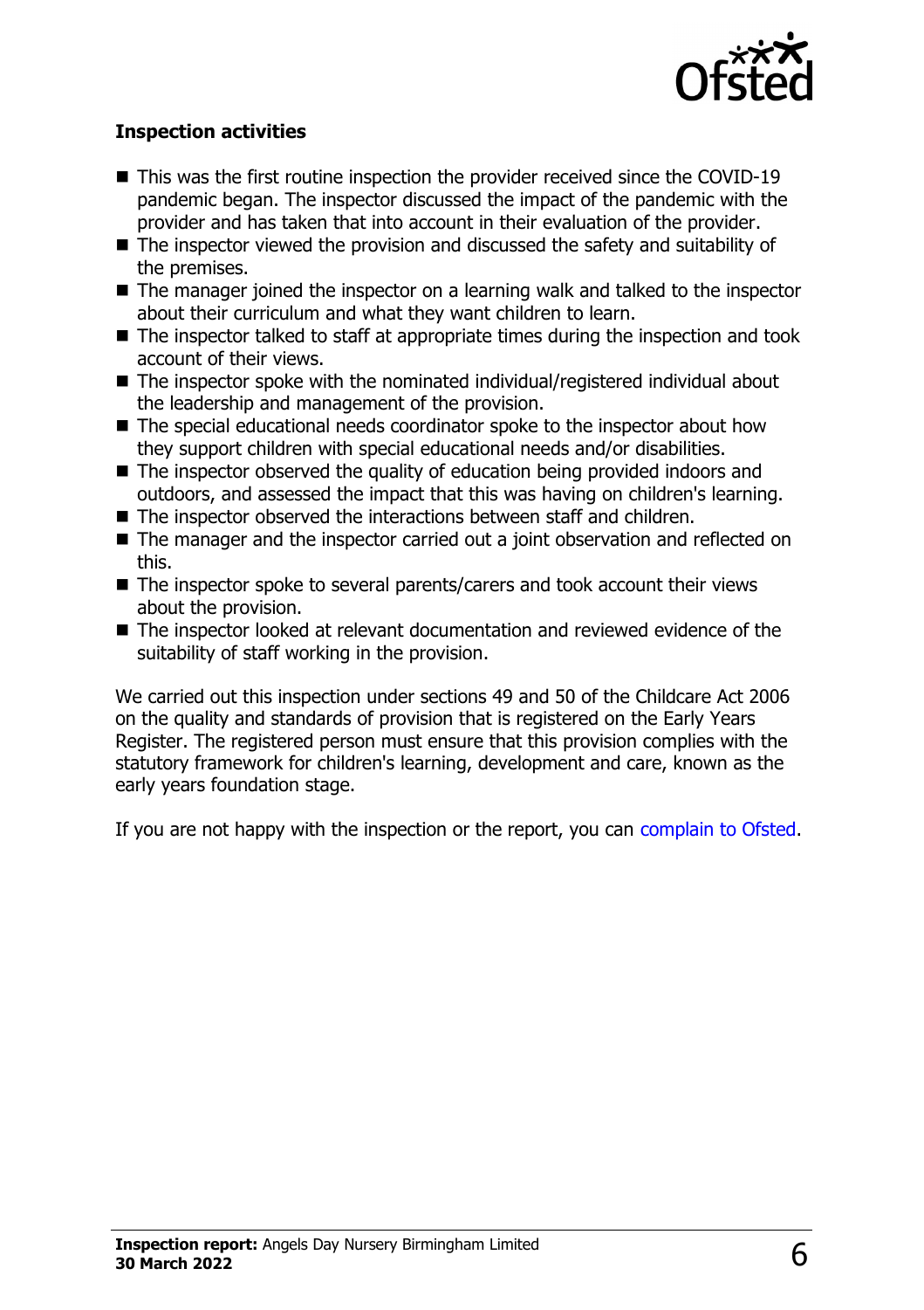### Inspection activities

- This was the first routine inspection the provider received since the COVID-19 pandemic began. The inspector discussed the impact of the pandemic with the provider and has taken that into account in their evaluation of the provider.
- The inspector viewed the provision and discussed the safety and suitability of the premises.
- The manager joined the inspector on a learning walk and talked to the inspector about their curriculum and what they want children to learn.
- The inspector talked to staff at appropriate times during the inspection and took account of their views.
- The inspector spoke with the nominated individual/registered individual about the leadership and management of the provision.
- The special educational needs coordinator spoke to the inspector about how they support children with special educational needs and/or disabilities.
- The inspector observed the quality of education being provided indoors and outdoors, and assessed the impact that this was having on children's learning.
- The inspector observed the interactions between staff and children.
- The manager and the inspector carried out a joint observation and reflected on this.
- The inspector spoke to several parents/carers and took account their views about the provision.
- The inspector looked at relevant documentation and reviewed evidence of the suitability of staff working in the provision.

We carried out this inspection under sections 49 and 50 of the Childcare Act 2006 on the quality and standards of provision that is registered on the Early Years Register. The registered person must ensure that this provision complies with the statutory framework for children's learning, development and care, known as the early years foundation stage.

If you are not happy with the inspection or the report, you can complain to Ofsted.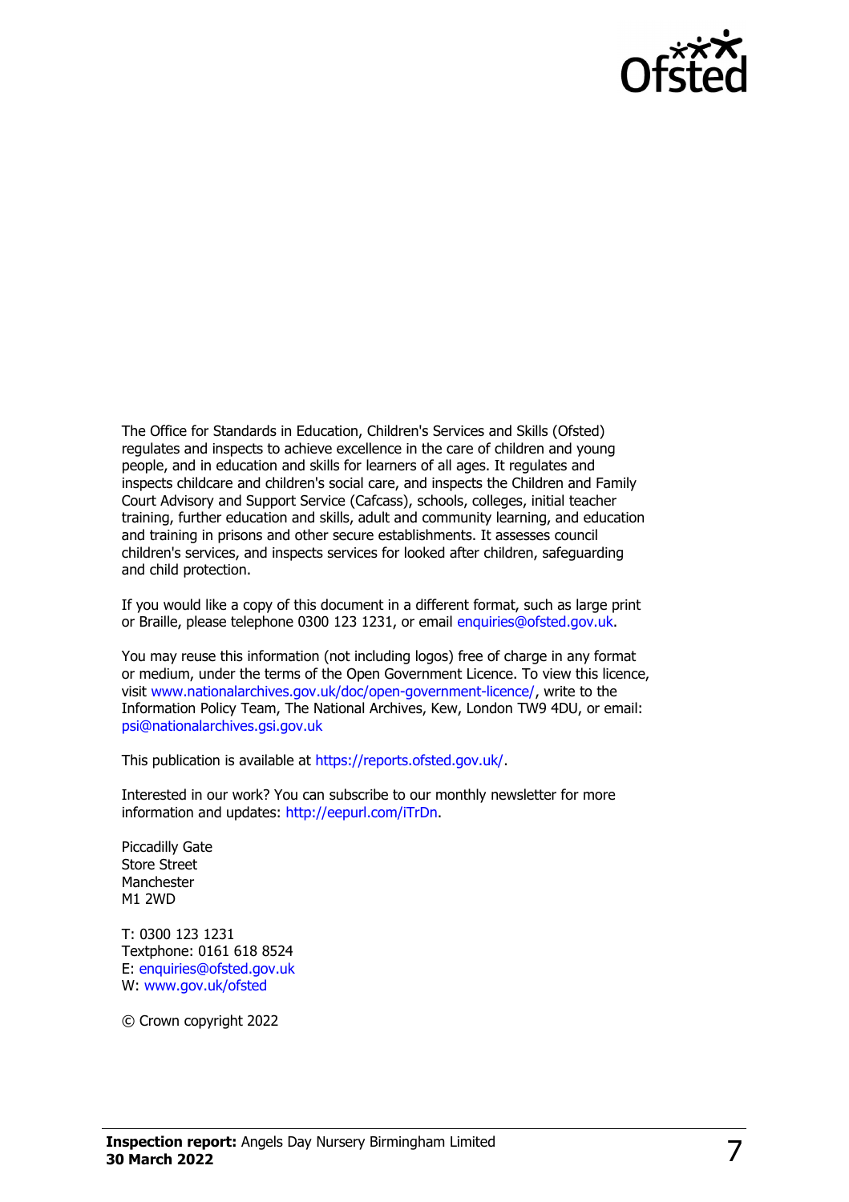The Office for Standards in Education, Children's Services and Skills (Ofsted) regulates and inspects to achieve excellence in the care of children and young people, and in education and skills for learners of all ages. It regulates and inspects childcare and children's social care, and inspects the Children and Family Court Advisory and Support Service (Cafcass), schools, colleges, initial teacher training, further education and skills, adult and community learning, and education and training in prisons and other secure establishments. It assesses council children's services, and inspects services for looked after children, safeguarding and child protection.

If you would like a copy of this document in a different format, such as large print or Braille, please telephone 0300 123 1231, or email enquiries@ofsted.gov.uk.

You may reuse this information (not including logos) free of charge in any format or medium, under the terms of the Open Government Licence. To view this licence, visit www.nationalarchives.gov.uk/doc/open-government-licence/, write to the Information Policy Team, The National Archives, Kew, London TW9 4DU, or email: psi@nationalarchives.gsi.gov.uk

This publication is available at https://reports.ofsted.gov.uk/.

Interested in our work? You can subscribe to our monthly newsletter for more information and updates: http://eepurl.com/iTrDn.

Piccadilly Gate
Store Street
Manchester
M1 2WD

T: 0300 123 1231
Textphone: 0161 618 8524
E: enquiries@ofsted.gov.uk
W: www.gov.uk/ofsted

© Crown copyright 2022